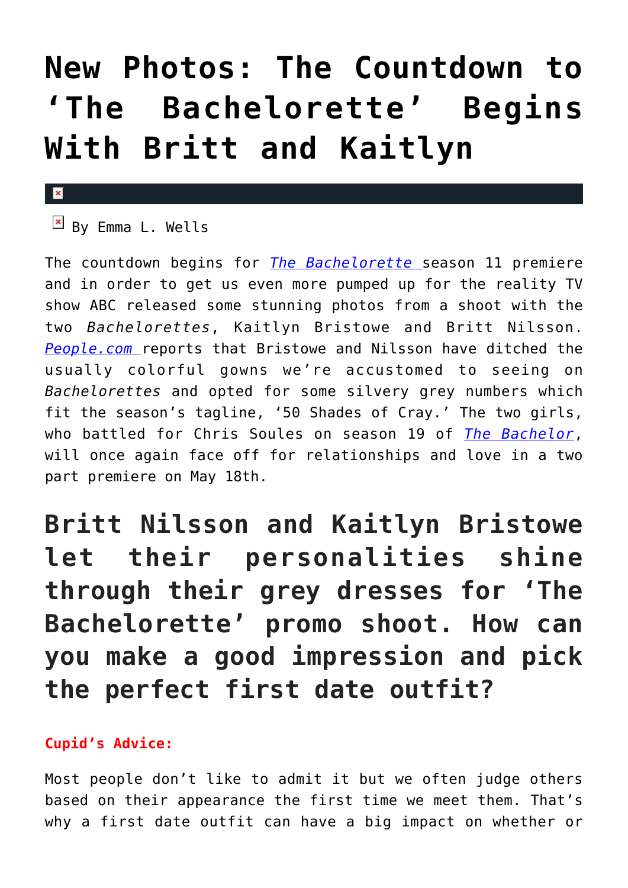# New Photos: The Countdown to 'The Bachelorette' Begins With Britt and Kaitlyn

By Emma L. Wells

The countdown begins for *The Bachelorette* season 11 premiere and in order to get us even more pumped up for the reality TV show ABC released some stunning photos from a shoot with the two *Bachelorettes*, Kaitlyn Bristowe and Britt Nilsson. *People.com* reports that Bristowe and Nilsson have ditched the usually colorful gowns we're accustomed to seeing on *Bachelorettes* and opted for some silvery grey numbers which fit the season's tagline, '50 Shades of Cray.' The two girls, who battled for Chris Soules on season 19 of *The Bachelor*, will once again face off for relationships and love in a two part premiere on May 18th.

## Britt Nilsson and Kaitlyn Bristowe let their personalities shine through their grey dresses for 'The Bachelorette' promo shoot. How can you make a good impression and pick the perfect first date outfit?

**Cupid's Advice:**

Most people don't like to admit it but we often judge others based on their appearance the first time we meet them. That's why a first date outfit can have a big impact on whether or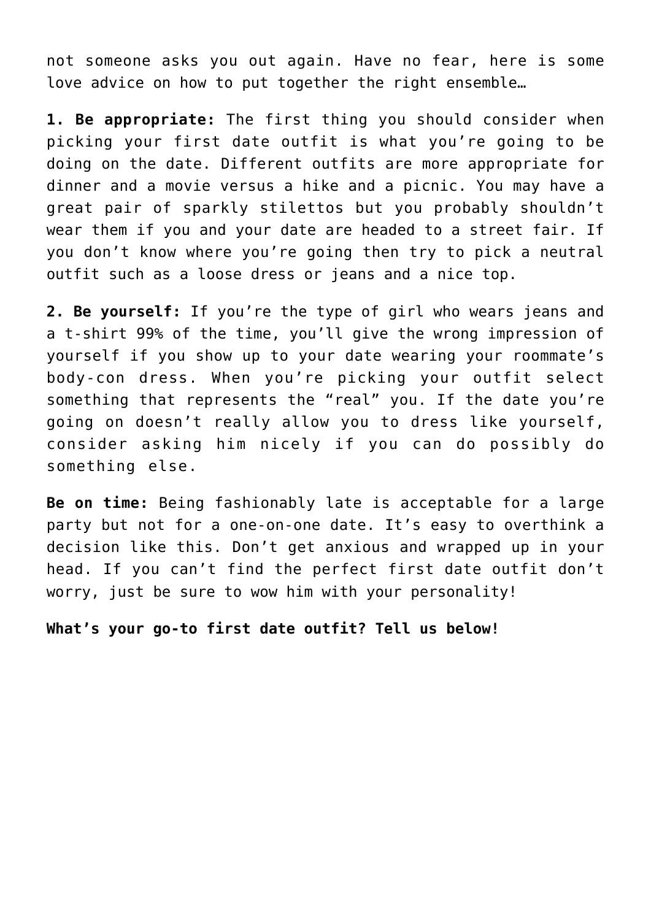not someone asks you out again. Have no fear, here is some love advice on how to put together the right ensemble…

**1. Be appropriate:** The first thing you should consider when picking your first date outfit is what you're going to be doing on the date. Different outfits are more appropriate for dinner and a movie versus a hike and a picnic. You may have a great pair of sparkly stilettos but you probably shouldn't wear them if you and your date are headed to a street fair. If you don't know where you're going then try to pick a neutral outfit such as a loose dress or jeans and a nice top.

**2. Be yourself:** If you're the type of girl who wears jeans and a t-shirt 99% of the time, you'll give the wrong impression of yourself if you show up to your date wearing your roommate's body-con dress. When you're picking your outfit select something that represents the "real" you. If the date you're going on doesn't really allow you to dress like yourself, consider asking him nicely if you can do possibly do something else.

**Be on time:** Being fashionably late is acceptable for a large party but not for a one-on-one date. It's easy to overthink a decision like this. Don't get anxious and wrapped up in your head. If you can't find the perfect first date outfit don't worry, just be sure to wow him with your personality!

**What's your go-to first date outfit? Tell us below!**